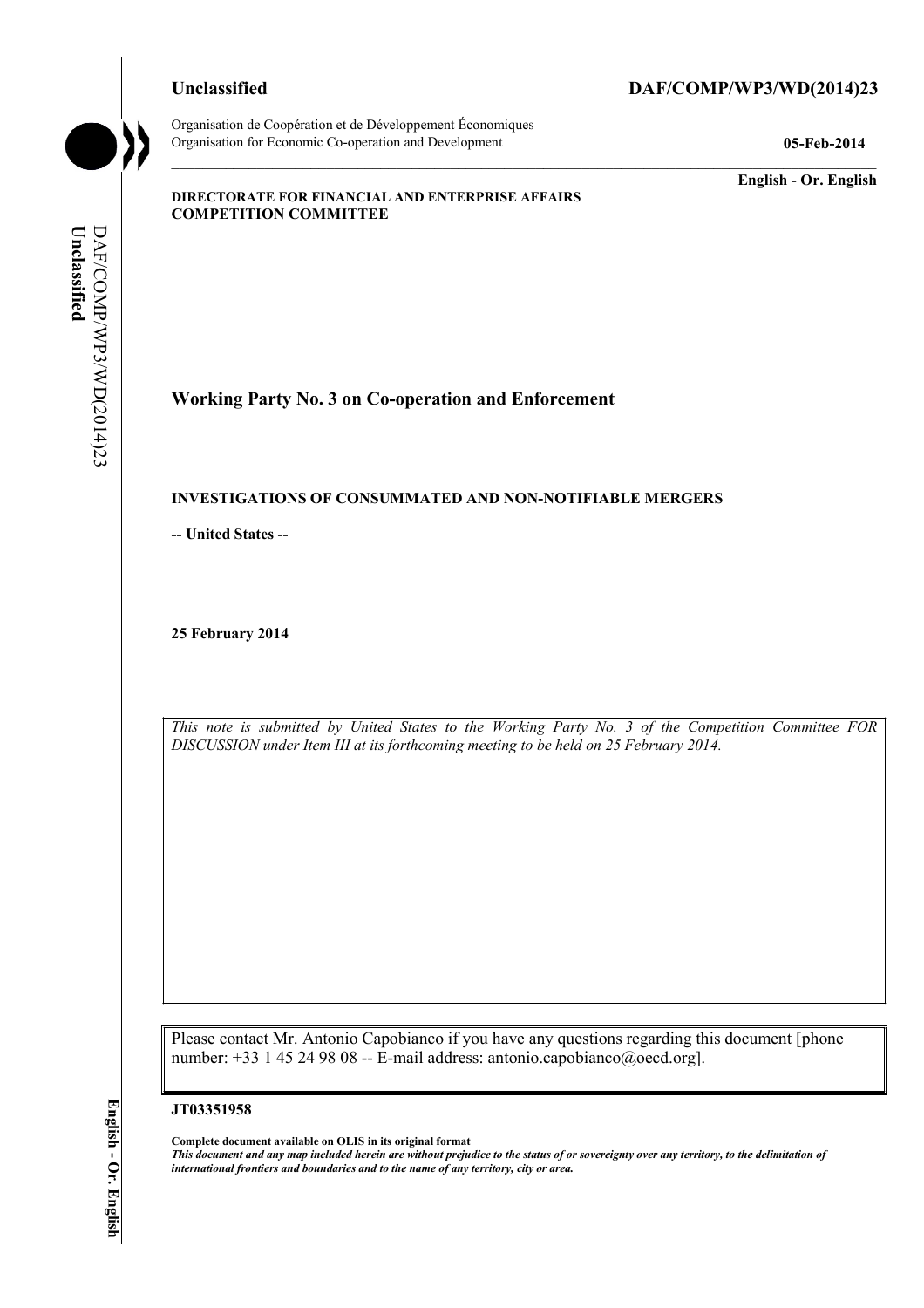**Unclassified** **DAF/COMP/WP3/WD(2014)23**

Organisation de Coopération et de Développement Économiques
Organisation for Economic Co-operation and Development **05-Feb-2014**

**English - Or. English**

**DIRECTORATE FOR FINANCIAL AND ENTERPRISE AFFAIRS**
**COMPETITION COMMITTEE**

# Working Party No. 3 on Co-operation and Enforcement

## INVESTIGATIONS OF CONSUMMATED AND NON-NOTIFIABLE MERGERS

**-- United States --**

**25 February 2014**

*This note is submitted by United States to the Working Party No. 3 of the Competition Committee FOR DISCUSSION under Item III at its forthcoming meeting to be held on 25 February 2014.*

Please contact Mr. Antonio Capobianco if you have any questions regarding this document [phone number: +33 1 45 24 98 08 -- E-mail address: antonio.capobianco@oecd.org].

**JT03351958**

**Complete document available on OLIS in its original format**
***This document and any map included herein are without prejudice to the status of or sovereignty over any territory, to the delimitation of international frontiers and boundaries and to the name of any territory, city or area.***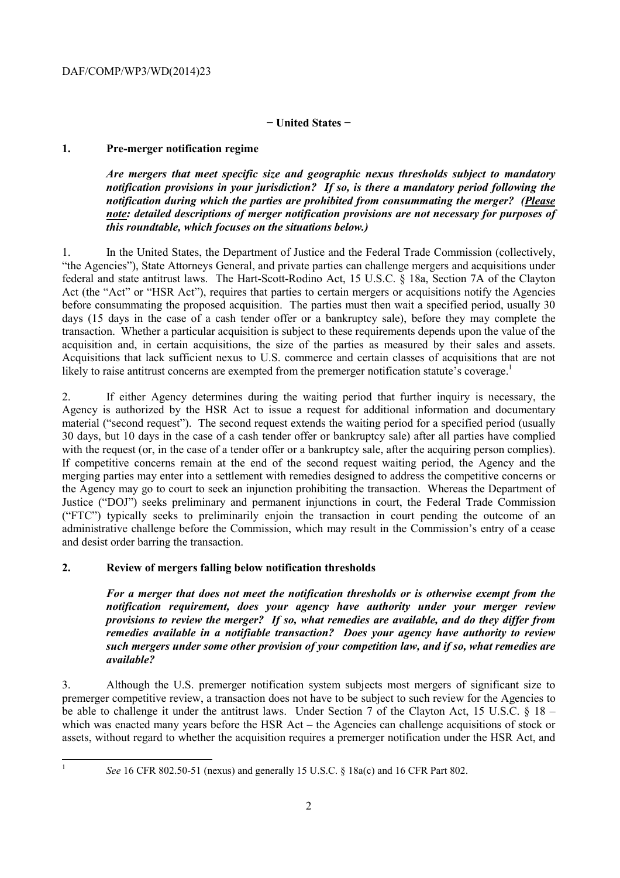## − United States −

### 1. Pre-merger notification regime

***Are mergers that meet specific size and geographic nexus thresholds subject to mandatory notification provisions in your jurisdiction? If so, is there a mandatory period following the notification during which the parties are prohibited from consummating the merger? (Please note: detailed descriptions of merger notification provisions are not necessary for purposes of this roundtable, which focuses on the situations below.)***

1. In the United States, the Department of Justice and the Federal Trade Commission (collectively, "the Agencies"), State Attorneys General, and private parties can challenge mergers and acquisitions under federal and state antitrust laws. The Hart-Scott-Rodino Act, 15 U.S.C. § 18a, Section 7A of the Clayton Act (the "Act" or "HSR Act"), requires that parties to certain mergers or acquisitions notify the Agencies before consummating the proposed acquisition. The parties must then wait a specified period, usually 30 days (15 days in the case of a cash tender offer or a bankruptcy sale), before they may complete the transaction. Whether a particular acquisition is subject to these requirements depends upon the value of the acquisition and, in certain acquisitions, the size of the parties as measured by their sales and assets. Acquisitions that lack sufficient nexus to U.S. commerce and certain classes of acquisitions that are not likely to raise antitrust concerns are exempted from the premerger notification statute's coverage.[1]

2. If either Agency determines during the waiting period that further inquiry is necessary, the Agency is authorized by the HSR Act to issue a request for additional information and documentary material ("second request"). The second request extends the waiting period for a specified period (usually 30 days, but 10 days in the case of a cash tender offer or bankruptcy sale) after all parties have complied with the request (or, in the case of a tender offer or a bankruptcy sale, after the acquiring person complies). If competitive concerns remain at the end of the second request waiting period, the Agency and the merging parties may enter into a settlement with remedies designed to address the competitive concerns or the Agency may go to court to seek an injunction prohibiting the transaction. Whereas the Department of Justice ("DOJ") seeks preliminary and permanent injunctions in court, the Federal Trade Commission ("FTC") typically seeks to preliminarily enjoin the transaction in court pending the outcome of an administrative challenge before the Commission, which may result in the Commission's entry of a cease and desist order barring the transaction.

### 2. Review of mergers falling below notification thresholds

***For a merger that does not meet the notification thresholds or is otherwise exempt from the notification requirement, does your agency have authority under your merger review provisions to review the merger? If so, what remedies are available, and do they differ from remedies available in a notifiable transaction? Does your agency have authority to review such mergers under some other provision of your competition law, and if so, what remedies are available?***

3. Although the U.S. premerger notification system subjects most mergers of significant size to premerger competitive review, a transaction does not have to be subject to such review for the Agencies to be able to challenge it under the antitrust laws. Under Section 7 of the Clayton Act, 15 U.S.C. § 18 – which was enacted many years before the HSR Act – the Agencies can challenge acquisitions of stock or assets, without regard to whether the acquisition requires a premerger notification under the HSR Act, and

---

[1] *See* 16 CFR 802.50-51 (nexus) and generally 15 U.S.C. § 18a(c) and 16 CFR Part 802.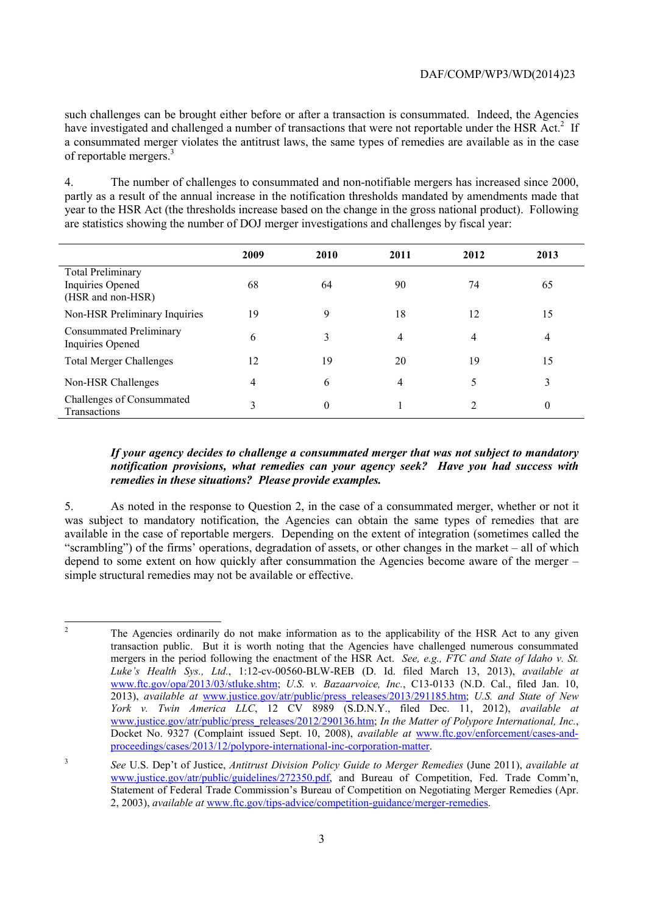such challenges can be brought either before or after a transaction is consummated. Indeed, the Agencies have investigated and challenged a number of transactions that were not reportable under the HSR Act.[2] If a consummated merger violates the antitrust laws, the same types of remedies are available as in the case of reportable mergers.[3]

4. The number of challenges to consummated and non-notifiable mergers has increased since 2000, partly as a result of the annual increase in the notification thresholds mandated by amendments made that year to the HSR Act (the thresholds increase based on the change in the gross national product). Following are statistics showing the number of DOJ merger investigations and challenges by fiscal year:

| | 2009 | 2010 | 2011 | 2012 | 2013 |
|---|---|---|---|---|---|
| Total Preliminary Inquiries Opened (HSR and non-HSR) | 68 | 64 | 90 | 74 | 65 |
| Non-HSR Preliminary Inquiries | 19 | 9 | 18 | 12 | 15 |
| Consummated Preliminary Inquiries Opened | 6 | 3 | 4 | 4 | 4 |
| Total Merger Challenges | 12 | 19 | 20 | 19 | 15 |
| Non-HSR Challenges | 4 | 6 | 4 | 5 | 3 |
| Challenges of Consummated Transactions | 3 | 0 | 1 | 2 | 0 |

***If your agency decides to challenge a consummated merger that was not subject to mandatory notification provisions, what remedies can your agency seek? Have you had success with remedies in these situations? Please provide examples.***

5. As noted in the response to Question 2, in the case of a consummated merger, whether or not it was subject to mandatory notification, the Agencies can obtain the same types of remedies that are available in the case of reportable mergers. Depending on the extent of integration (sometimes called the "scrambling") of the firms' operations, degradation of assets, or other changes in the market – all of which depend to some extent on how quickly after consummation the Agencies become aware of the merger – simple structural remedies may not be available or effective.

---

[2] The Agencies ordinarily do not make information as to the applicability of the HSR Act to any given transaction public. But it is worth noting that the Agencies have challenged numerous consummated mergers in the period following the enactment of the HSR Act. *See, e.g., FTC and State of Idaho v. St. Luke's Health Sys., Ltd.*, 1:12-cv-00560-BLW-REB (D. Id. filed March 13, 2013), *available at* www.ftc.gov/opa/2013/03/stluke.shtm; *U.S. v. Bazaarvoice, Inc.*, C13-0133 (N.D. Cal., filed Jan. 10, 2013), *available at* www.justice.gov/atr/public/press_releases/2013/291185.htm; *U.S. and State of New York v. Twin America LLC*, 12 CV 8989 (S.D.N.Y., filed Dec. 11, 2012), *available at* www.justice.gov/atr/public/press_releases/2012/290136.htm; *In the Matter of Polypore International, Inc.*, Docket No. 9327 (Complaint issued Sept. 10, 2008), *available at* www.ftc.gov/enforcement/cases-and-proceedings/cases/2013/12/polypore-international-inc-corporation-matter.

[3] *See* U.S. Dep't of Justice, *Antitrust Division Policy Guide to Merger Remedies* (June 2011), *available at* www.justice.gov/atr/public/guidelines/272350.pdf, and Bureau of Competition, Fed. Trade Comm'n, Statement of Federal Trade Commission's Bureau of Competition on Negotiating Merger Remedies (Apr. 2, 2003), *available at* www.ftc.gov/tips-advice/competition-guidance/merger-remedies.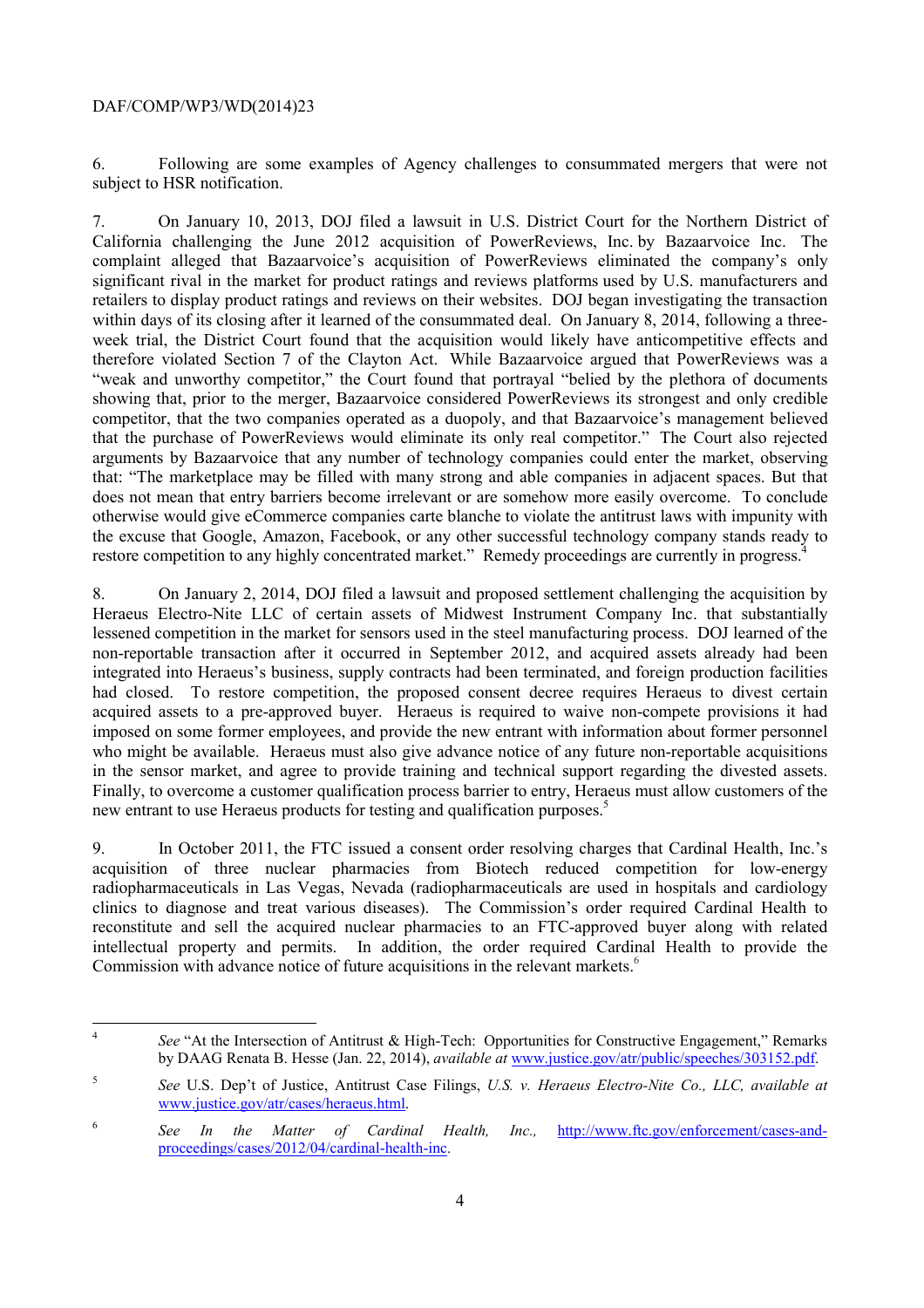6. Following are some examples of Agency challenges to consummated mergers that were not subject to HSR notification.

7. On January 10, 2013, DOJ filed a lawsuit in U.S. District Court for the Northern District of California challenging the June 2012 acquisition of PowerReviews, Inc. by Bazaarvoice Inc. The complaint alleged that Bazaarvoice's acquisition of PowerReviews eliminated the company's only significant rival in the market for product ratings and reviews platforms used by U.S. manufacturers and retailers to display product ratings and reviews on their websites. DOJ began investigating the transaction within days of its closing after it learned of the consummated deal. On January 8, 2014, following a three-week trial, the District Court found that the acquisition would likely have anticompetitive effects and therefore violated Section 7 of the Clayton Act. While Bazaarvoice argued that PowerReviews was a "weak and unworthy competitor," the Court found that portrayal "belied by the plethora of documents showing that, prior to the merger, Bazaarvoice considered PowerReviews its strongest and only credible competitor, that the two companies operated as a duopoly, and that Bazaarvoice's management believed that the purchase of PowerReviews would eliminate its only real competitor." The Court also rejected arguments by Bazaarvoice that any number of technology companies could enter the market, observing that: "The marketplace may be filled with many strong and able companies in adjacent spaces. But that does not mean that entry barriers become irrelevant or are somehow more easily overcome. To conclude otherwise would give eCommerce companies carte blanche to violate the antitrust laws with impunity with the excuse that Google, Amazon, Facebook, or any other successful technology company stands ready to restore competition to any highly concentrated market." Remedy proceedings are currently in progress.[4]

8. On January 2, 2014, DOJ filed a lawsuit and proposed settlement challenging the acquisition by Heraeus Electro-Nite LLC of certain assets of Midwest Instrument Company Inc. that substantially lessened competition in the market for sensors used in the steel manufacturing process. DOJ learned of the non-reportable transaction after it occurred in September 2012, and acquired assets already had been integrated into Heraeus's business, supply contracts had been terminated, and foreign production facilities had closed. To restore competition, the proposed consent decree requires Heraeus to divest certain acquired assets to a pre-approved buyer. Heraeus is required to waive non-compete provisions it had imposed on some former employees, and provide the new entrant with information about former personnel who might be available. Heraeus must also give advance notice of any future non-reportable acquisitions in the sensor market, and agree to provide training and technical support regarding the divested assets. Finally, to overcome a customer qualification process barrier to entry, Heraeus must allow customers of the new entrant to use Heraeus products for testing and qualification purposes.[5]

9. In October 2011, the FTC issued a consent order resolving charges that Cardinal Health, Inc.'s acquisition of three nuclear pharmacies from Biotech reduced competition for low-energy radiopharmaceuticals in Las Vegas, Nevada (radiopharmaceuticals are used in hospitals and cardiology clinics to diagnose and treat various diseases). The Commission's order required Cardinal Health to reconstitute and sell the acquired nuclear pharmacies to an FTC-approved buyer along with related intellectual property and permits. In addition, the order required Cardinal Health to provide the Commission with advance notice of future acquisitions in the relevant markets.[6]

---

[4] *See* "At the Intersection of Antitrust & High-Tech: Opportunities for Constructive Engagement," Remarks by DAAG Renata B. Hesse (Jan. 22, 2014), *available at* www.justice.gov/atr/public/speeches/303152.pdf.

[5] *See* U.S. Dep't of Justice, Antitrust Case Filings, *U.S. v. Heraeus Electro-Nite Co., LLC, available at* www.justice.gov/atr/cases/heraeus.html.

[6] *See In the Matter of Cardinal Health, Inc.,* http://www.ftc.gov/enforcement/cases-and-proceedings/cases/2012/04/cardinal-health-inc.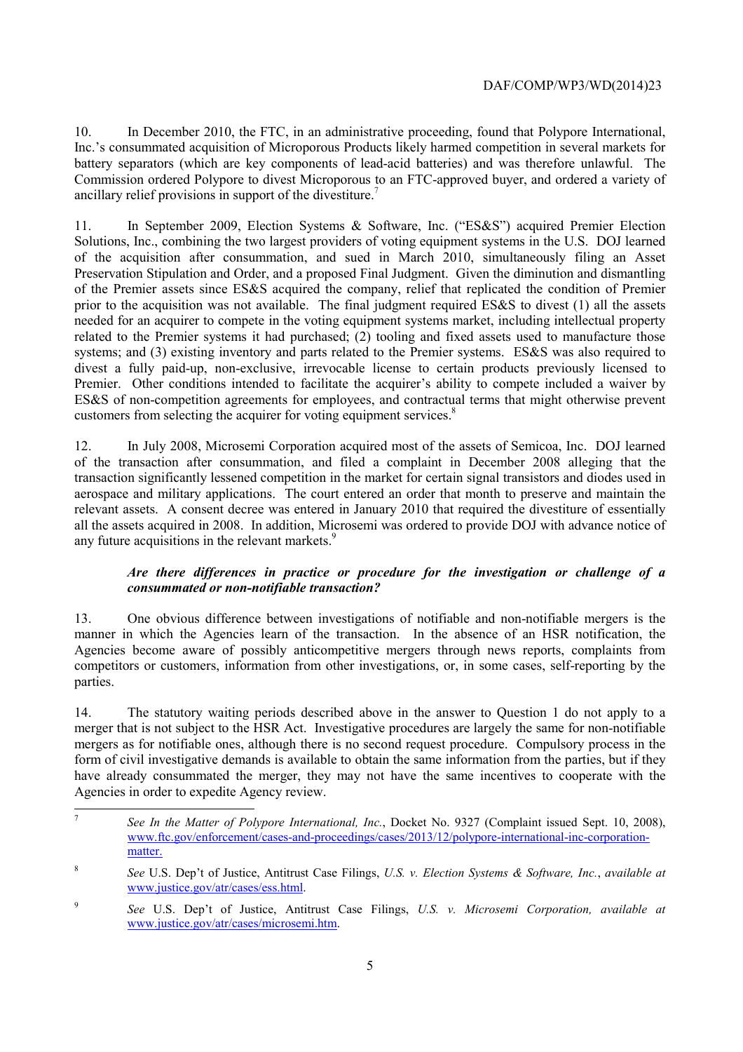10. In December 2010, the FTC, in an administrative proceeding, found that Polypore International, Inc.'s consummated acquisition of Microporous Products likely harmed competition in several markets for battery separators (which are key components of lead-acid batteries) and was therefore unlawful. The Commission ordered Polypore to divest Microporous to an FTC-approved buyer, and ordered a variety of ancillary relief provisions in support of the divestiture.[7]

11. In September 2009, Election Systems & Software, Inc. ("ES&S") acquired Premier Election Solutions, Inc., combining the two largest providers of voting equipment systems in the U.S. DOJ learned of the acquisition after consummation, and sued in March 2010, simultaneously filing an Asset Preservation Stipulation and Order, and a proposed Final Judgment. Given the diminution and dismantling of the Premier assets since ES&S acquired the company, relief that replicated the condition of Premier prior to the acquisition was not available. The final judgment required ES&S to divest (1) all the assets needed for an acquirer to compete in the voting equipment systems market, including intellectual property related to the Premier systems it had purchased; (2) tooling and fixed assets used to manufacture those systems; and (3) existing inventory and parts related to the Premier systems. ES&S was also required to divest a fully paid-up, non-exclusive, irrevocable license to certain products previously licensed to Premier. Other conditions intended to facilitate the acquirer's ability to compete included a waiver by ES&S of non-competition agreements for employees, and contractual terms that might otherwise prevent customers from selecting the acquirer for voting equipment services.[8]

12. In July 2008, Microsemi Corporation acquired most of the assets of Semicoa, Inc. DOJ learned of the transaction after consummation, and filed a complaint in December 2008 alleging that the transaction significantly lessened competition in the market for certain signal transistors and diodes used in aerospace and military applications. The court entered an order that month to preserve and maintain the relevant assets. A consent decree was entered in January 2010 that required the divestiture of essentially all the assets acquired in 2008. In addition, Microsemi was ordered to provide DOJ with advance notice of any future acquisitions in the relevant markets.[9]

***Are there differences in practice or procedure for the investigation or challenge of a consummated or non-notifiable transaction?***

13. One obvious difference between investigations of notifiable and non-notifiable mergers is the manner in which the Agencies learn of the transaction. In the absence of an HSR notification, the Agencies become aware of possibly anticompetitive mergers through news reports, complaints from competitors or customers, information from other investigations, or, in some cases, self-reporting by the parties.

14. The statutory waiting periods described above in the answer to Question 1 do not apply to a merger that is not subject to the HSR Act. Investigative procedures are largely the same for non-notifiable mergers as for notifiable ones, although there is no second request procedure. Compulsory process in the form of civil investigative demands is available to obtain the same information from the parties, but if they have already consummated the merger, they may not have the same incentives to cooperate with the Agencies in order to expedite Agency review.

---

[7] *See In the Matter of Polypore International, Inc.*, Docket No. 9327 (Complaint issued Sept. 10, 2008), www.ftc.gov/enforcement/cases-and-proceedings/cases/2013/12/polypore-international-inc-corporation-matter.

[8] *See* U.S. Dep't of Justice, Antitrust Case Filings, *U.S. v. Election Systems & Software, Inc.*, *available at* www.justice.gov/atr/cases/ess.html.

[9] *See* U.S. Dep't of Justice, Antitrust Case Filings, *U.S. v. Microsemi Corporation, available at* www.justice.gov/atr/cases/microsemi.htm.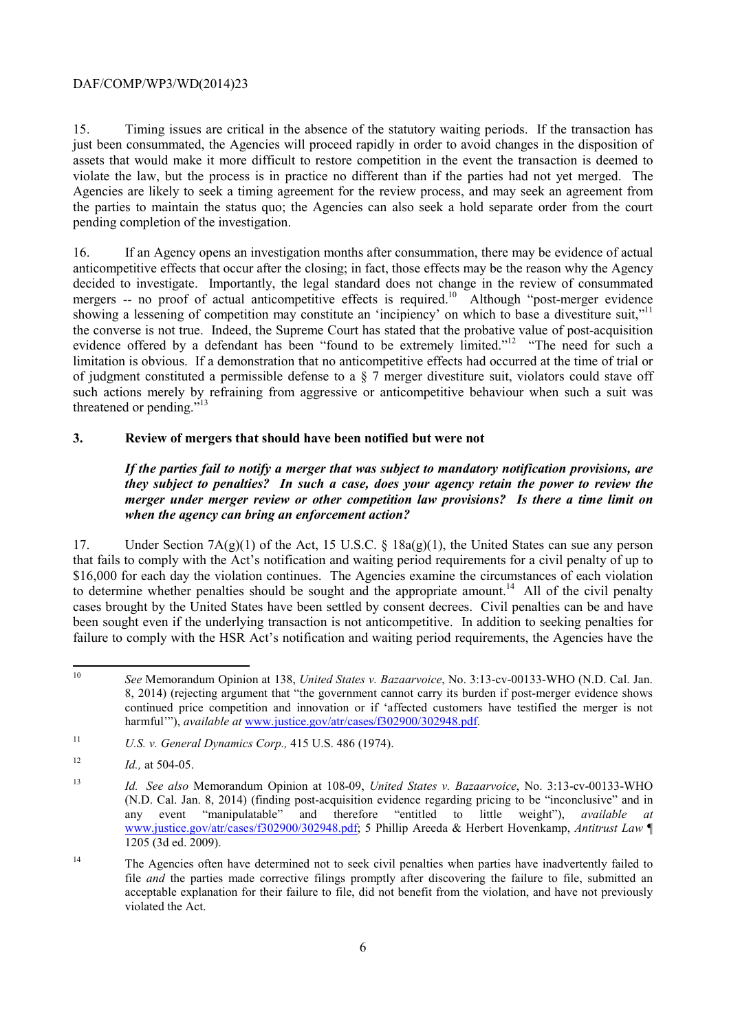15. Timing issues are critical in the absence of the statutory waiting periods. If the transaction has just been consummated, the Agencies will proceed rapidly in order to avoid changes in the disposition of assets that would make it more difficult to restore competition in the event the transaction is deemed to violate the law, but the process is in practice no different than if the parties had not yet merged. The Agencies are likely to seek a timing agreement for the review process, and may seek an agreement from the parties to maintain the status quo; the Agencies can also seek a hold separate order from the court pending completion of the investigation.

16. If an Agency opens an investigation months after consummation, there may be evidence of actual anticompetitive effects that occur after the closing; in fact, those effects may be the reason why the Agency decided to investigate. Importantly, the legal standard does not change in the review of consummated mergers -- no proof of actual anticompetitive effects is required.[10] Although "post-merger evidence showing a lessening of competition may constitute an 'incipiency' on which to base a divestiture suit,"[11] the converse is not true. Indeed, the Supreme Court has stated that the probative value of post-acquisition evidence offered by a defendant has been "found to be extremely limited."[12] "The need for such a limitation is obvious. If a demonstration that no anticompetitive effects had occurred at the time of trial or of judgment constituted a permissible defense to a § 7 merger divestiture suit, violators could stave off such actions merely by refraining from aggressive or anticompetitive behaviour when such a suit was threatened or pending."[13]

### 3. Review of mergers that should have been notified but were not

***If the parties fail to notify a merger that was subject to mandatory notification provisions, are they subject to penalties? In such a case, does your agency retain the power to review the merger under merger review or other competition law provisions? Is there a time limit on when the agency can bring an enforcement action?***

17. Under Section 7A(g)(1) of the Act, 15 U.S.C. § 18a(g)(1), the United States can sue any person that fails to comply with the Act's notification and waiting period requirements for a civil penalty of up to $16,000 for each day the violation continues. The Agencies examine the circumstances of each violation to determine whether penalties should be sought and the appropriate amount.[14] All of the civil penalty cases brought by the United States have been settled by consent decrees. Civil penalties can be and have been sought even if the underlying transaction is not anticompetitive. In addition to seeking penalties for failure to comply with the HSR Act's notification and waiting period requirements, the Agencies have the

---

[10] *See* Memorandum Opinion at 138, *United States v. Bazaarvoice*, No. 3:13-cv-00133-WHO (N.D. Cal. Jan. 8, 2014) (rejecting argument that "the government cannot carry its burden if post-merger evidence shows continued price competition and innovation or if 'affected customers have testified the merger is not harmful'"), *available at* www.justice.gov/atr/cases/f302900/302948.pdf.

[11] *U.S. v. General Dynamics Corp.,* 415 U.S. 486 (1974).

[12] *Id.,* at 504-05.

[13] *Id. See also* Memorandum Opinion at 108-09, *United States v. Bazaarvoice*, No. 3:13-cv-00133-WHO (N.D. Cal. Jan. 8, 2014) (finding post-acquisition evidence regarding pricing to be "inconclusive" and in any event "manipulatable" and therefore "entitled to little weight"), *available at* www.justice.gov/atr/cases/f302900/302948.pdf; 5 Phillip Areeda & Herbert Hovenkamp, *Antitrust Law* ¶ 1205 (3d ed. 2009).

[14] The Agencies often have determined not to seek civil penalties when parties have inadvertently failed to file *and* the parties made corrective filings promptly after discovering the failure to file, submitted an acceptable explanation for their failure to file, did not benefit from the violation, and have not previously violated the Act.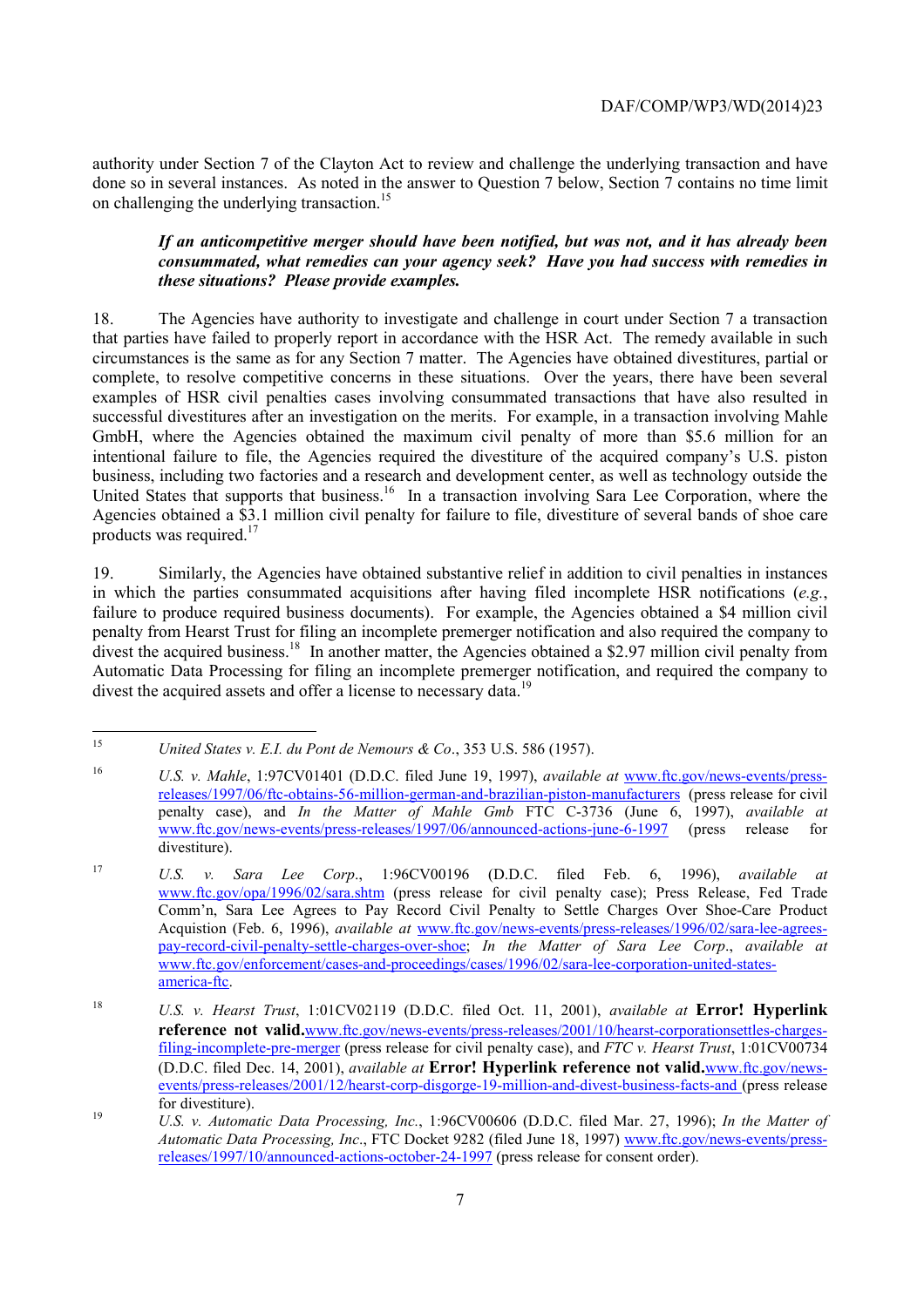authority under Section 7 of the Clayton Act to review and challenge the underlying transaction and have done so in several instances. As noted in the answer to Question 7 below, Section 7 contains no time limit on challenging the underlying transaction.[15]

> ***If an anticompetitive merger should have been notified, but was not, and it has already been consummated, what remedies can your agency seek? Have you had success with remedies in these situations? Please provide examples.***

18. The Agencies have authority to investigate and challenge in court under Section 7 a transaction that parties have failed to properly report in accordance with the HSR Act. The remedy available in such circumstances is the same as for any Section 7 matter. The Agencies have obtained divestitures, partial or complete, to resolve competitive concerns in these situations. Over the years, there have been several examples of HSR civil penalties cases involving consummated transactions that have also resulted in successful divestitures after an investigation on the merits. For example, in a transaction involving Mahle GmbH, where the Agencies obtained the maximum civil penalty of more than $5.6 million for an intentional failure to file, the Agencies required the divestiture of the acquired company's U.S. piston business, including two factories and a research and development center, as well as technology outside the United States that supports that business.[16] In a transaction involving Sara Lee Corporation, where the Agencies obtained a $3.1 million civil penalty for failure to file, divestiture of several bands of shoe care products was required.[17]

19. Similarly, the Agencies have obtained substantive relief in addition to civil penalties in instances in which the parties consummated acquisitions after having filed incomplete HSR notifications (*e.g.*, failure to produce required business documents). For example, the Agencies obtained a $4 million civil penalty from Hearst Trust for filing an incomplete premerger notification and also required the company to divest the acquired business.[18] In another matter, the Agencies obtained a $2.97 million civil penalty from Automatic Data Processing for filing an incomplete premerger notification, and required the company to divest the acquired assets and offer a license to necessary data.[19]

---

[15] *United States v. E.I. du Pont de Nemours & Co*., 353 U.S. 586 (1957).

[16] *U.S. v. Mahle*, 1:97CV01401 (D.D.C. filed June 19, 1997), *available at* www.ftc.gov/news-events/press-releases/1997/06/ftc-obtains-56-million-german-and-brazilian-piston-manufacturers (press release for civil penalty case), and *In the Matter of Mahle Gmb* FTC C-3736 (June 6, 1997), *available at* www.ftc.gov/news-events/press-releases/1997/06/announced-actions-june-6-1997 (press release for divestiture).

[17] *U.S. v. Sara Lee Corp*., 1:96CV00196 (D.D.C. filed Feb. 6, 1996), *available at* www.ftc.gov/opa/1996/02/sara.shtm (press release for civil penalty case); Press Release, Fed Trade Comm'n, Sara Lee Agrees to Pay Record Civil Penalty to Settle Charges Over Shoe-Care Product Acquistion (Feb. 6, 1996), *available at* www.ftc.gov/news-events/press-releases/1996/02/sara-lee-agrees-pay-record-civil-penalty-settle-charges-over-shoe; *In the Matter of Sara Lee Corp*., *available at* www.ftc.gov/enforcement/cases-and-proceedings/cases/1996/02/sara-lee-corporation-united-states-america-ftc.

[18] *U.S. v. Hearst Trust*, 1:01CV02119 (D.D.C. filed Oct. 11, 2001), *available at* **Error! Hyperlink reference not valid.**www.ftc.gov/news-events/press-releases/2001/10/hearst-corporationsettles-charges-filing-incomplete-pre-merger (press release for civil penalty case), and *FTC v. Hearst Trust*, 1:01CV00734 (D.D.C. filed Dec. 14, 2001), *available at* **Error! Hyperlink reference not valid.**www.ftc.gov/news-events/press-releases/2001/12/hearst-corp-disgorge-19-million-and-divest-business-facts-and (press release for divestiture).

[19] *U.S. v. Automatic Data Processing, Inc.*, 1:96CV00606 (D.D.C. filed Mar. 27, 1996); *In the Matter of Automatic Data Processing, Inc*., FTC Docket 9282 (filed June 18, 1997) www.ftc.gov/news-events/press-releases/1997/10/announced-actions-october-24-1997 (press release for consent order).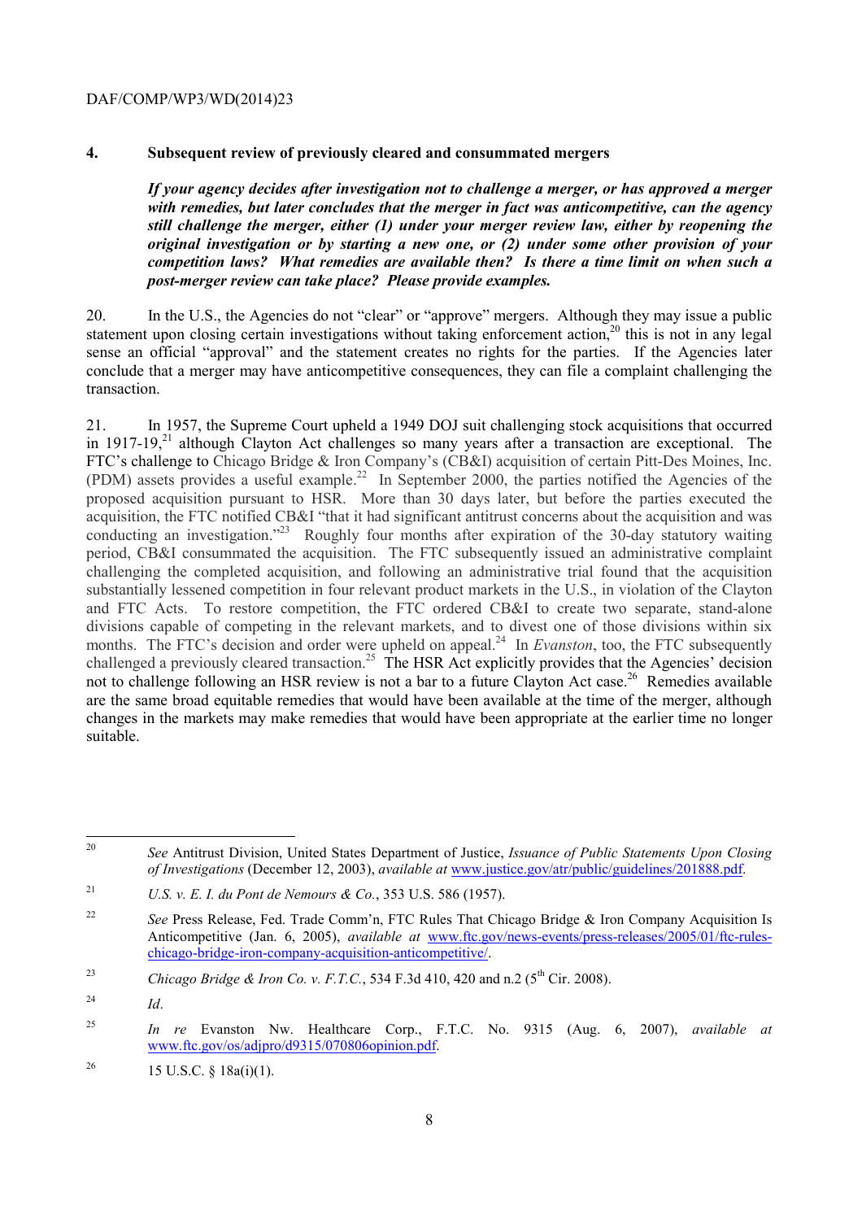## 4. Subsequent review of previously cleared and consummated mergers

***If your agency decides after investigation not to challenge a merger, or has approved a merger with remedies, but later concludes that the merger in fact was anticompetitive, can the agency still challenge the merger, either (1) under your merger review law, either by reopening the original investigation or by starting a new one, or (2) under some other provision of your competition laws? What remedies are available then? Is there a time limit on when such a post-merger review can take place? Please provide examples.***

20. In the U.S., the Agencies do not "clear" or "approve" mergers. Although they may issue a public statement upon closing certain investigations without taking enforcement action,[20] this is not in any legal sense an official "approval" and the statement creates no rights for the parties. If the Agencies later conclude that a merger may have anticompetitive consequences, they can file a complaint challenging the transaction.

21. In 1957, the Supreme Court upheld a 1949 DOJ suit challenging stock acquisitions that occurred in 1917-19,[21] although Clayton Act challenges so many years after a transaction are exceptional. The FTC's challenge to Chicago Bridge & Iron Company's (CB&I) acquisition of certain Pitt-Des Moines, Inc. (PDM) assets provides a useful example.[22] In September 2000, the parties notified the Agencies of the proposed acquisition pursuant to HSR. More than 30 days later, but before the parties executed the acquisition, the FTC notified CB&I "that it had significant antitrust concerns about the acquisition and was conducting an investigation."[23] Roughly four months after expiration of the 30-day statutory waiting period, CB&I consummated the acquisition. The FTC subsequently issued an administrative complaint challenging the completed acquisition, and following an administrative trial found that the acquisition substantially lessened competition in four relevant product markets in the U.S., in violation of the Clayton and FTC Acts. To restore competition, the FTC ordered CB&I to create two separate, stand-alone divisions capable of competing in the relevant markets, and to divest one of those divisions within six months. The FTC's decision and order were upheld on appeal.[24] In *Evanston*, too, the FTC subsequently challenged a previously cleared transaction.[25] The HSR Act explicitly provides that the Agencies' decision not to challenge following an HSR review is not a bar to a future Clayton Act case.[26] Remedies available are the same broad equitable remedies that would have been available at the time of the merger, although changes in the markets may make remedies that would have been appropriate at the earlier time no longer suitable.

---

[20] *See* Antitrust Division, United States Department of Justice, *Issuance of Public Statements Upon Closing of Investigations* (December 12, 2003), *available at* www.justice.gov/atr/public/guidelines/201888.pdf.

[21] *U.S. v. E. I. du Pont de Nemours & Co.*, 353 U.S. 586 (1957).

[22] *See* Press Release, Fed. Trade Comm'n, FTC Rules That Chicago Bridge & Iron Company Acquisition Is Anticompetitive (Jan. 6, 2005), *available at* www.ftc.gov/news-events/press-releases/2005/01/ftc-rules-chicago-bridge-iron-company-acquisition-anticompetitive/.

[23] *Chicago Bridge & Iron Co. v. F.T.C.*, 534 F.3d 410, 420 and n.2 (5th Cir. 2008).

[24] *Id*.

[25] *In re* Evanston Nw. Healthcare Corp., F.T.C. No. 9315 (Aug. 6, 2007), *available at* www.ftc.gov/os/adjpro/d9315/070806opinion.pdf.

[26] 15 U.S.C. § 18a(i)(1).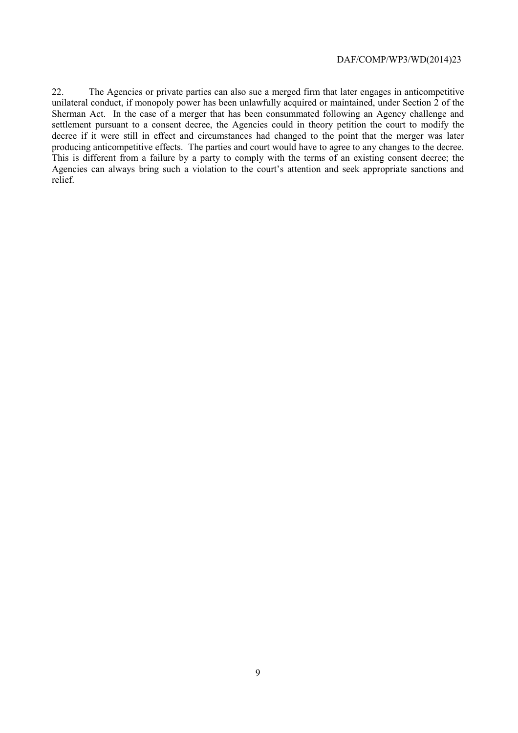22. The Agencies or private parties can also sue a merged firm that later engages in anticompetitive unilateral conduct, if monopoly power has been unlawfully acquired or maintained, under Section 2 of the Sherman Act. In the case of a merger that has been consummated following an Agency challenge and settlement pursuant to a consent decree, the Agencies could in theory petition the court to modify the decree if it were still in effect and circumstances had changed to the point that the merger was later producing anticompetitive effects. The parties and court would have to agree to any changes to the decree. This is different from a failure by a party to comply with the terms of an existing consent decree; the Agencies can always bring such a violation to the court's attention and seek appropriate sanctions and relief.